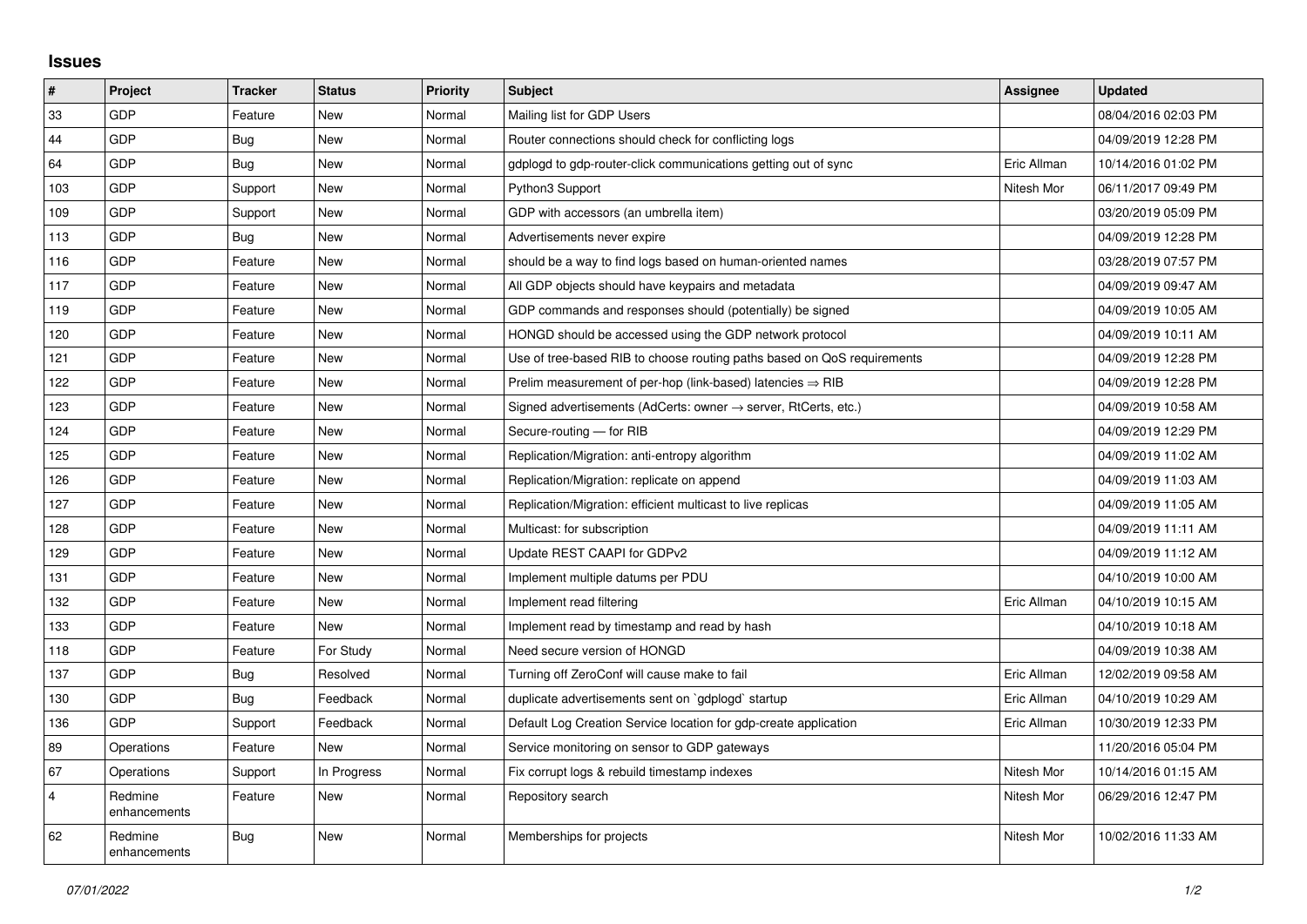## Issues

| # | Project | Tracker | Status | Priority | Subject | Assignee | Updated |
|---|---|---|---|---|---|---|---|
| 33 | GDP | Feature | New | Normal | Mailing list for GDP Users | | 08/04/2016 02:03 PM |
| 44 | GDP | Bug | New | Normal | Router connections should check for conflicting logs | | 04/09/2019 12:28 PM |
| 64 | GDP | Bug | New | Normal | gdplogd to gdp-router-click communications getting out of sync | Eric Allman | 10/14/2016 01:02 PM |
| 103 | GDP | Support | New | Normal | Python3 Support | Nitesh Mor | 06/11/2017 09:49 PM |
| 109 | GDP | Support | New | Normal | GDP with accessors (an umbrella item) | | 03/20/2019 05:09 PM |
| 113 | GDP | Bug | New | Normal | Advertisements never expire | | 04/09/2019 12:28 PM |
| 116 | GDP | Feature | New | Normal | should be a way to find logs based on human-oriented names | | 03/28/2019 07:57 PM |
| 117 | GDP | Feature | New | Normal | All GDP objects should have keypairs and metadata | | 04/09/2019 09:47 AM |
| 119 | GDP | Feature | New | Normal | GDP commands and responses should (potentially) be signed | | 04/09/2019 10:05 AM |
| 120 | GDP | Feature | New | Normal | HONGD should be accessed using the GDP network protocol | | 04/09/2019 10:11 AM |
| 121 | GDP | Feature | New | Normal | Use of tree-based RIB to choose routing paths based on QoS requirements | | 04/09/2019 12:28 PM |
| 122 | GDP | Feature | New | Normal | Prelim measurement of per-hop (link-based) latencies ⇒ RIB | | 04/09/2019 12:28 PM |
| 123 | GDP | Feature | New | Normal | Signed advertisements (AdCerts: owner → server, RtCerts, etc.) | | 04/09/2019 10:58 AM |
| 124 | GDP | Feature | New | Normal | Secure-routing — for RIB | | 04/09/2019 12:29 PM |
| 125 | GDP | Feature | New | Normal | Replication/Migration: anti-entropy algorithm | | 04/09/2019 11:02 AM |
| 126 | GDP | Feature | New | Normal | Replication/Migration: replicate on append | | 04/09/2019 11:03 AM |
| 127 | GDP | Feature | New | Normal | Replication/Migration: efficient multicast to live replicas | | 04/09/2019 11:05 AM |
| 128 | GDP | Feature | New | Normal | Multicast: for subscription | | 04/09/2019 11:11 AM |
| 129 | GDP | Feature | New | Normal | Update REST CAAPI for GDPv2 | | 04/09/2019 11:12 AM |
| 131 | GDP | Feature | New | Normal | Implement multiple datums per PDU | | 04/10/2019 10:00 AM |
| 132 | GDP | Feature | New | Normal | Implement read filtering | Eric Allman | 04/10/2019 10:15 AM |
| 133 | GDP | Feature | New | Normal | Implement read by timestamp and read by hash | | 04/10/2019 10:18 AM |
| 118 | GDP | Feature | For Study | Normal | Need secure version of HONGD | | 04/09/2019 10:38 AM |
| 137 | GDP | Bug | Resolved | Normal | Turning off ZeroConf will cause make to fail | Eric Allman | 12/02/2019 09:58 AM |
| 130 | GDP | Bug | Feedback | Normal | duplicate advertisements sent on `gdplogd` startup | Eric Allman | 04/10/2019 10:29 AM |
| 136 | GDP | Support | Feedback | Normal | Default Log Creation Service location for gdp-create application | Eric Allman | 10/30/2019 12:33 PM |
| 89 | Operations | Feature | New | Normal | Service monitoring on sensor to GDP gateways | | 11/20/2016 05:04 PM |
| 67 | Operations | Support | In Progress | Normal | Fix corrupt logs & rebuild timestamp indexes | Nitesh Mor | 10/14/2016 01:15 AM |
| 4 | Redmine enhancements | Feature | New | Normal | Repository search | Nitesh Mor | 06/29/2016 12:47 PM |
| 62 | Redmine enhancements | Bug | New | Normal | Memberships for projects | Nitesh Mor | 10/02/2016 11:33 AM |

*07/01/2022*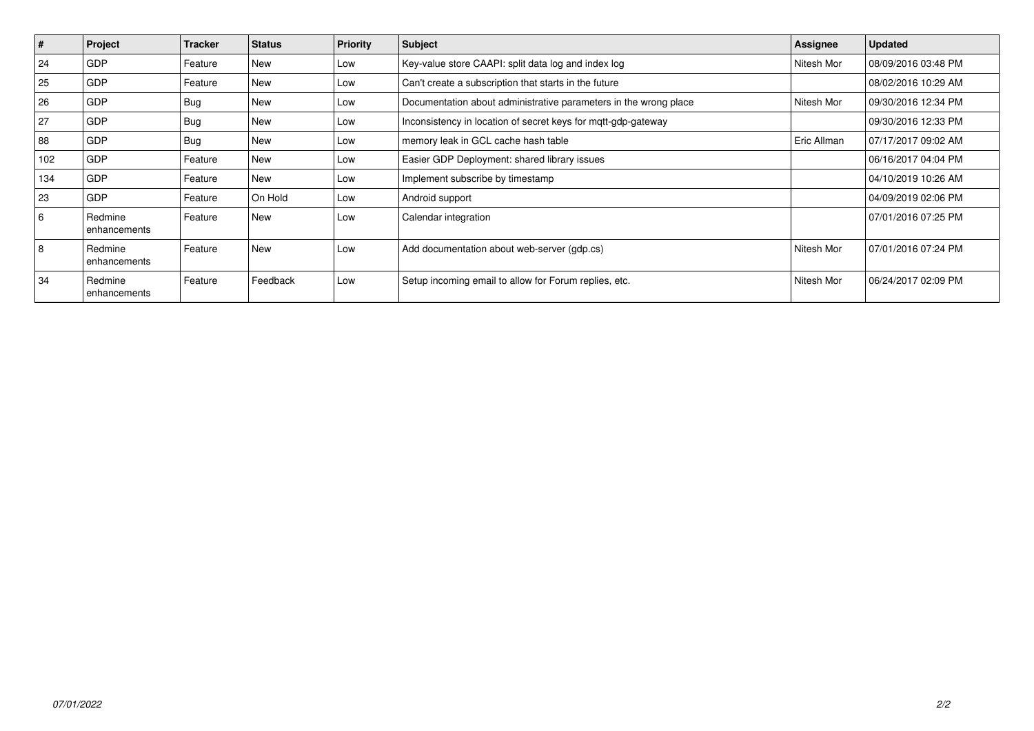| # | Project | Tracker | Status | Priority | Subject | Assignee | Updated |
|---|---|---|---|---|---|---|---|
| 24 | GDP | Feature | New | Low | Key-value store CAAPI: split data log and index log | Nitesh Mor | 08/09/2016 03:48 PM |
| 25 | GDP | Feature | New | Low | Can't create a subscription that starts in the future | | 08/02/2016 10:29 AM |
| 26 | GDP | Bug | New | Low | Documentation about administrative parameters in the wrong place | Nitesh Mor | 09/30/2016 12:34 PM |
| 27 | GDP | Bug | New | Low | Inconsistency in location of secret keys for mqtt-gdp-gateway | | 09/30/2016 12:33 PM |
| 88 | GDP | Bug | New | Low | memory leak in GCL cache hash table | Eric Allman | 07/17/2017 09:02 AM |
| 102 | GDP | Feature | New | Low | Easier GDP Deployment: shared library issues | | 06/16/2017 04:04 PM |
| 134 | GDP | Feature | New | Low | Implement subscribe by timestamp | | 04/10/2019 10:26 AM |
| 23 | GDP | Feature | On Hold | Low | Android support | | 04/09/2019 02:06 PM |
| 6 | Redmine enhancements | Feature | New | Low | Calendar integration | | 07/01/2016 07:25 PM |
| 8 | Redmine enhancements | Feature | New | Low | Add documentation about web-server (gdp.cs) | Nitesh Mor | 07/01/2016 07:24 PM |
| 34 | Redmine enhancements | Feature | Feedback | Low | Setup incoming email to allow for Forum replies, etc. | Nitesh Mor | 06/24/2017 02:09 PM |